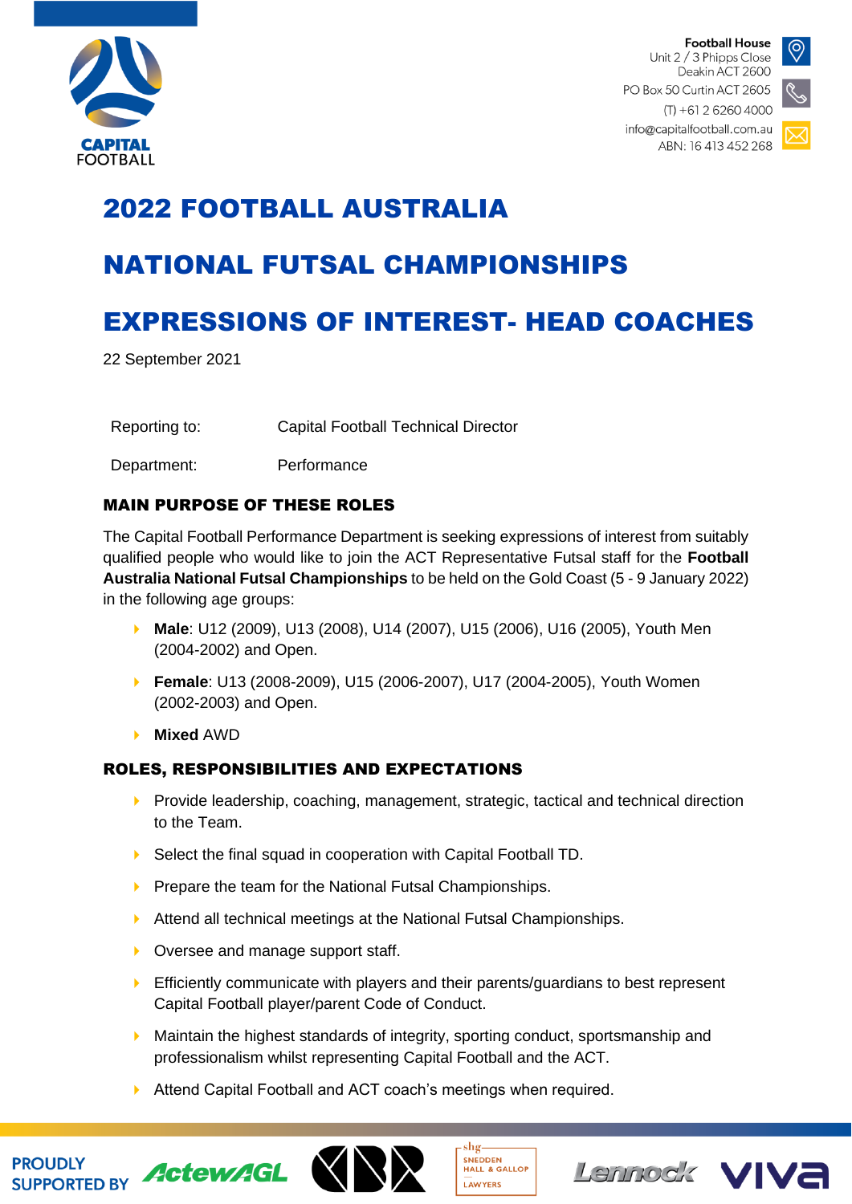CAPITAL FOOTBALL

**Football House**
Unit 2 / 3 Phipps Close
Deakin ACT 2600
PO Box 50 Curtin ACT 2605
(T) +61 2 6260 4000
info@capitalfootball.com.au
ABN: 16 413 452 268

# 2022 FOOTBALL AUSTRALIA

# NATIONAL FUTSAL CHAMPIONSHIPS

# EXPRESSIONS OF INTEREST- HEAD COACHES

22 September 2021

| Reporting to: | Capital Football Technical Director |
|---|---|
| Department: | Performance |

## MAIN PURPOSE OF THESE ROLES

The Capital Football Performance Department is seeking expressions of interest from suitably qualified people who would like to join the ACT Representative Futsal staff for the **Football Australia National Futsal Championships** to be held on the Gold Coast (5 - 9 January 2022) in the following age groups:

- **Male**: U12 (2009), U13 (2008), U14 (2007), U15 (2006), U16 (2005), Youth Men (2004-2002) and Open.
- **Female**: U13 (2008-2009), U15 (2006-2007), U17 (2004-2005), Youth Women (2002-2003) and Open.
- **Mixed** AWD

## ROLES, RESPONSIBILITIES AND EXPECTATIONS

- Provide leadership, coaching, management, strategic, tactical and technical direction to the Team.
- Select the final squad in cooperation with Capital Football TD.
- Prepare the team for the National Futsal Championships.
- Attend all technical meetings at the National Futsal Championships.
- Oversee and manage support staff.
- Efficiently communicate with players and their parents/guardians to best represent Capital Football player/parent Code of Conduct.
- Maintain the highest standards of integrity, sporting conduct, sportsmanship and professionalism whilst representing Capital Football and the ACT.
- Attend Capital Football and ACT coach's meetings when required.

PROUDLY SUPPORTED BY ActewAGL CBR SHG SNEDDEN HALL & GALLOP LAWYERS Lennock VIVA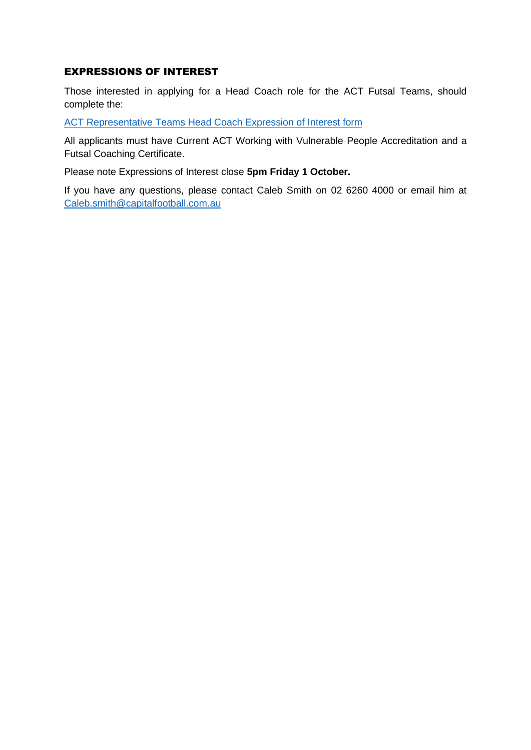## EXPRESSIONS OF INTEREST

Those interested in applying for a Head Coach role for the ACT Futsal Teams, should complete the:

ACT Representative Teams Head Coach Expression of Interest form

All applicants must have Current ACT Working with Vulnerable People Accreditation and a Futsal Coaching Certificate.

Please note Expressions of Interest close **5pm Friday 1 October.**

If you have any questions, please contact Caleb Smith on 02 6260 4000 or email him at Caleb.smith@capitalfootball.com.au